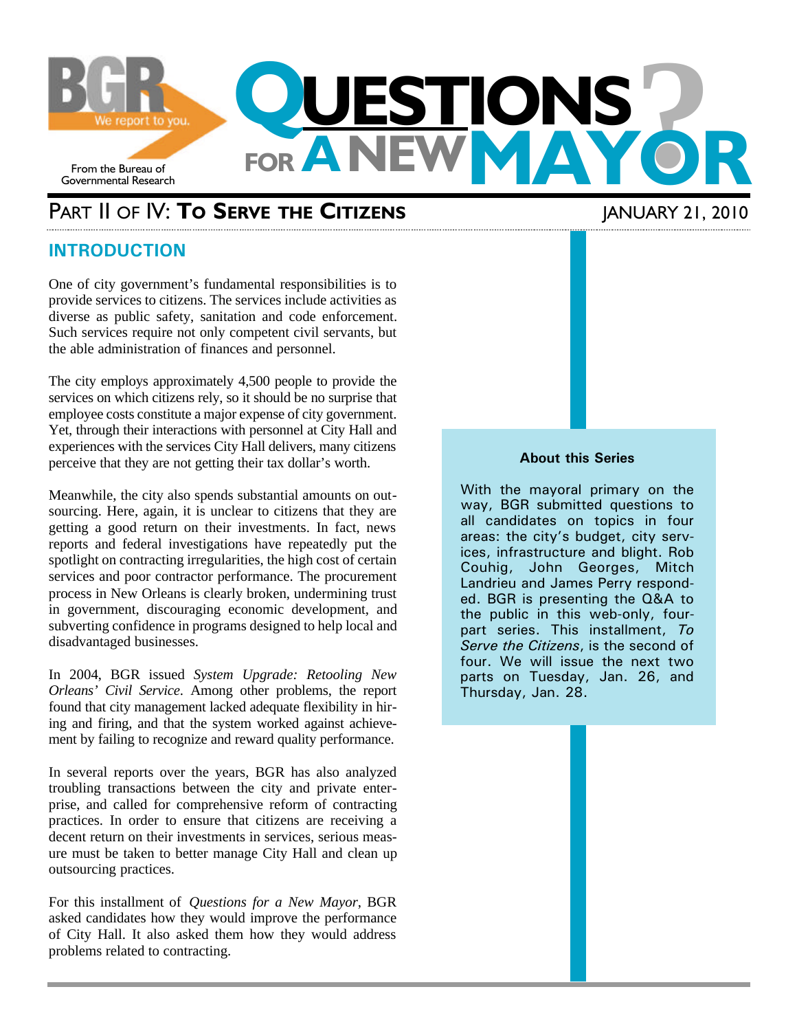BGR
We report to you.

From the Bureau of Governmental Research

# QUESTIONS FOR A NEW MAYOR?

## PART II OF IV: **TO SERVE THE CITIZENS**

JANUARY 21, 2010

## INTRODUCTION

One of city government's fundamental responsibilities is to provide services to citizens. The services include activities as diverse as public safety, sanitation and code enforcement. Such services require not only competent civil servants, but the able administration of finances and personnel.

The city employs approximately 4,500 people to provide the services on which citizens rely, so it should be no surprise that employee costs constitute a major expense of city government. Yet, through their interactions with personnel at City Hall and experiences with the services City Hall delivers, many citizens perceive that they are not getting their tax dollar's worth.

Meanwhile, the city also spends substantial amounts on outsourcing. Here, again, it is unclear to citizens that they are getting a good return on their investments. In fact, news reports and federal investigations have repeatedly put the spotlight on contracting irregularities, the high cost of certain services and poor contractor performance. The procurement process in New Orleans is clearly broken, undermining trust in government, discouraging economic development, and subverting confidence in programs designed to help local and disadvantaged businesses.

In 2004, BGR issued *System Upgrade: Retooling New Orleans' Civil Service*. Among other problems, the report found that city management lacked adequate flexibility in hiring and firing, and that the system worked against achievement by failing to recognize and reward quality performance.

In several reports over the years, BGR has also analyzed troubling transactions between the city and private enterprise, and called for comprehensive reform of contracting practices. In order to ensure that citizens are receiving a decent return on their investments in services, serious measure must be taken to better manage City Hall and clean up outsourcing practices.

For this installment of *Questions for a New Mayor*, BGR asked candidates how they would improve the performance of City Hall. It also asked them how they would address problems related to contracting.

**About this Series**

With the mayoral primary on the way, BGR submitted questions to all candidates on topics in four areas: the city's budget, city services, infrastructure and blight. Rob Couhig, John Georges, Mitch Landrieu and James Perry responded. BGR is presenting the Q&A to the public in this web-only, four-part series. This installment, *To Serve the Citizens*, is the second of four. We will issue the next two parts on Tuesday, Jan. 26, and Thursday, Jan. 28.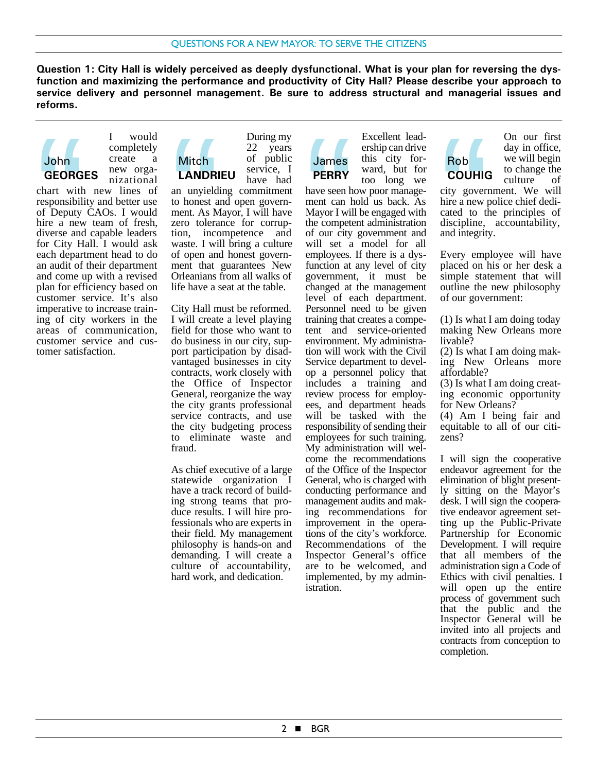**Question 1: City Hall is widely perceived as deeply dysfunctional. What is your plan for reversing the dysfunction and maximizing the performance and productivity of City Hall? Please describe your approach to service delivery and personnel management. Be sure to address structural and managerial issues and reforms.**

### John GEORGES

I would completely create a new organizational chart with new lines of responsibility and better use of Deputy CAOs. I would hire a new team of fresh, diverse and capable leaders for City Hall. I would ask each department head to do an audit of their department and come up with a revised plan for efficiency based on customer service. It's also imperative to increase training of city workers in the areas of communication, customer service and customer satisfaction.

### Mitch LANDRIEU

During my 22 years of public service, I have had an unyielding commitment to honest and open government. As Mayor, I will have zero tolerance for corruption, incompetence and waste. I will bring a culture of open and honest government that guarantees New Orleanians from all walks of life have a seat at the table.

City Hall must be reformed. I will create a level playing field for those who want to do business in our city, support participation by disadvantaged businesses in city contracts, work closely with the Office of Inspector General, reorganize the way the city grants professional service contracts, and use the city budgeting process to eliminate waste and fraud.

As chief executive of a large statewide organization I have a track record of building strong teams that produce results. I will hire professionals who are experts in their field. My management philosophy is hands-on and demanding. I will create a culture of accountability, hard work, and dedication.

### James PERRY

Excellent leadership can drive this city forward, but for too long we have seen how poor management can hold us back. As Mayor I will be engaged with the competent administration of our city government and will set a model for all employees. If there is a dysfunction at any level of city government, it must be changed at the management level of each department. Personnel need to be given training that creates a competent and service-oriented environment. My administration will work with the Civil Service department to develop a personnel policy that includes a training and review process for employees, and department heads will be tasked with the responsibility of sending their employees for such training. My administration will welcome the recommendations of the Office of the Inspector General, who is charged with conducting performance and management audits and making recommendations for improvement in the operations of the city's workforce. Recommendations of the Inspector General's office are to be welcomed, and implemented, by my administration.

### Rob COUHIG

On our first day in office, we will begin to change the culture of city government. We will hire a new police chief dedicated to the principles of discipline, accountability, and integrity.

Every employee will have placed on his or her desk a simple statement that will outline the new philosophy of our government:

(1) Is what I am doing today making New Orleans more livable?
(2) Is what I am doing making New Orleans more affordable?
(3) Is what I am doing creating economic opportunity for New Orleans?
(4) Am I being fair and equitable to all of our citizens?

I will sign the cooperative endeavor agreement for the elimination of blight presently sitting on the Mayor's desk. I will sign the cooperative endeavor agreement setting up the Public-Private Partnership for Economic Development. I will require that all members of the administration sign a Code of Ethics with civil penalties. I will open up the entire process of government such that the public and the Inspector General will be invited into all projects and contracts from conception to completion.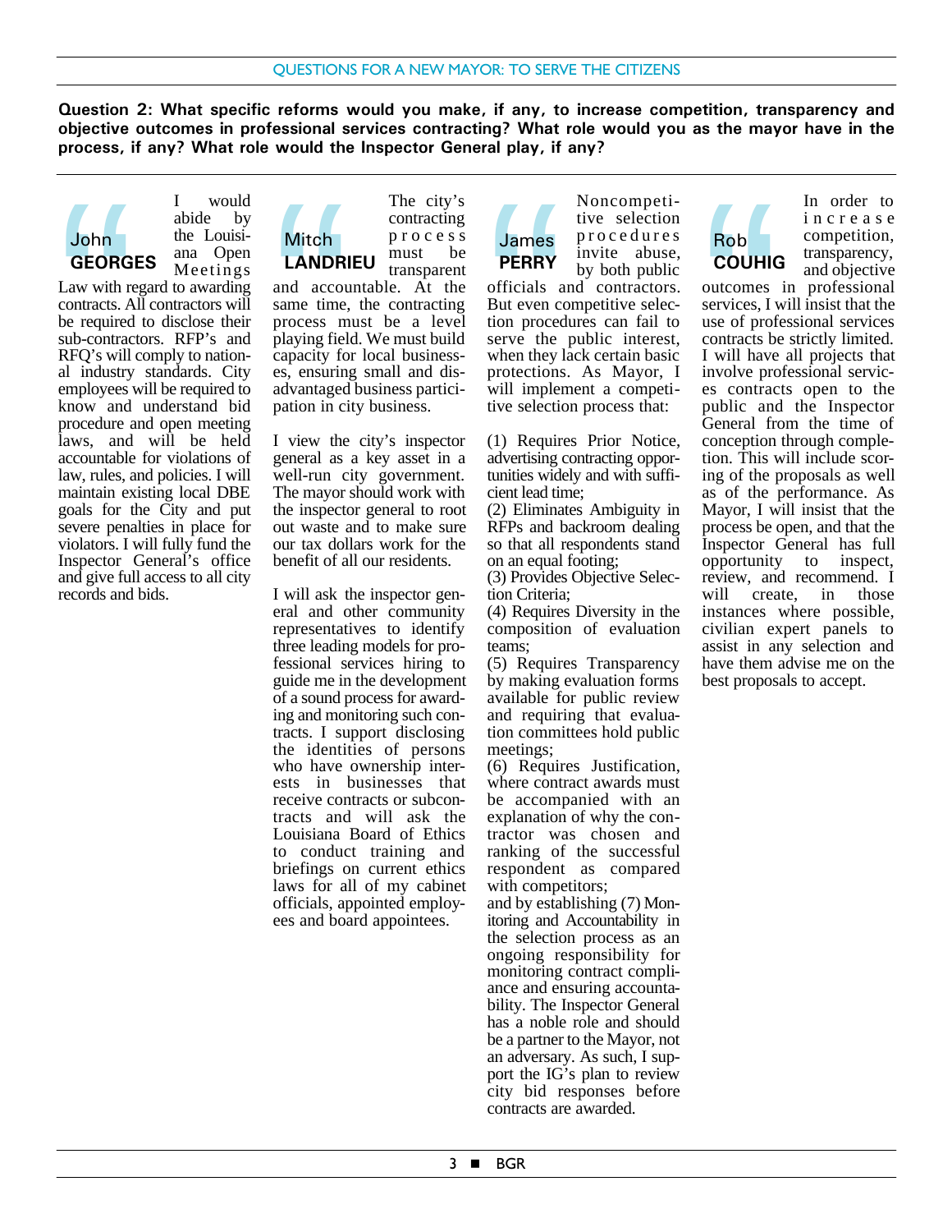**Question 2: What specific reforms would you make, if any, to increase competition, transparency and objective outcomes in professional services contracting? What role would you as the mayor have in the process, if any? What role would the Inspector General play, if any?**

### John GEORGES

I would abide by the Louisiana Open Meetings Law with regard to awarding contracts. All contractors will be required to disclose their sub-contractors. RFP's and RFQ's will comply to national industry standards. City employees will be required to know and understand bid procedure and open meeting laws, and will be held accountable for violations of law, rules, and policies. I will maintain existing local DBE goals for the City and put severe penalties in place for violators. I will fully fund the Inspector General's office and give full access to all city records and bids.

### Mitch LANDRIEU

The city's contracting process must be transparent and accountable. At the same time, the contracting process must be a level playing field. We must build capacity for local businesses, ensuring small and disadvantaged business participation in city business.

I view the city's inspector general as a key asset in a well-run city government. The mayor should work with the inspector general to root out waste and to make sure our tax dollars work for the benefit of all our residents.

I will ask the inspector general and other community representatives to identify three leading models for professional services hiring to guide me in the development of a sound process for awarding and monitoring such contracts. I support disclosing the identities of persons who have ownership interests in businesses that receive contracts or subcontracts and will ask the Louisiana Board of Ethics to conduct training and briefings on current ethics laws for all of my cabinet officials, appointed employees and board appointees.

### James PERRY

Noncompetitive selection procedures invite abuse, by both public officials and contractors. But even competitive selection procedures can fail to serve the public interest, when they lack certain basic protections. As Mayor, I will implement a competitive selection process that:

(1) Requires Prior Notice, advertising contracting opportunities widely and with sufficient lead time;
(2) Eliminates Ambiguity in RFPs and backroom dealing so that all respondents stand on an equal footing;
(3) Provides Objective Selection Criteria;
(4) Requires Diversity in the composition of evaluation teams;
(5) Requires Transparency by making evaluation forms available for public review and requiring that evaluation committees hold public meetings;
(6) Requires Justification, where contract awards must be accompanied with an explanation of why the contractor was chosen and ranking of the successful respondent as compared with competitors;
and by establishing (7) Monitoring and Accountability in the selection process as an ongoing responsibility for monitoring contract compliance and ensuring accountability. The Inspector General has a noble role and should be a partner to the Mayor, not an adversary. As such, I support the IG's plan to review city bid responses before contracts are awarded.

### Rob COUHIG

In order to increase competition, transparency, and objective outcomes in professional services, I will insist that the use of professional services contracts be strictly limited. I will have all projects that involve professional services contracts open to the public and the Inspector General from the time of conception through completion. This will include scoring of the proposals as well as of the performance. As Mayor, I will insist that the process be open, and that the Inspector General has full opportunity to inspect, review, and recommend. I will create, in those instances where possible, civilian expert panels to assist in any selection and have them advise me on the best proposals to accept.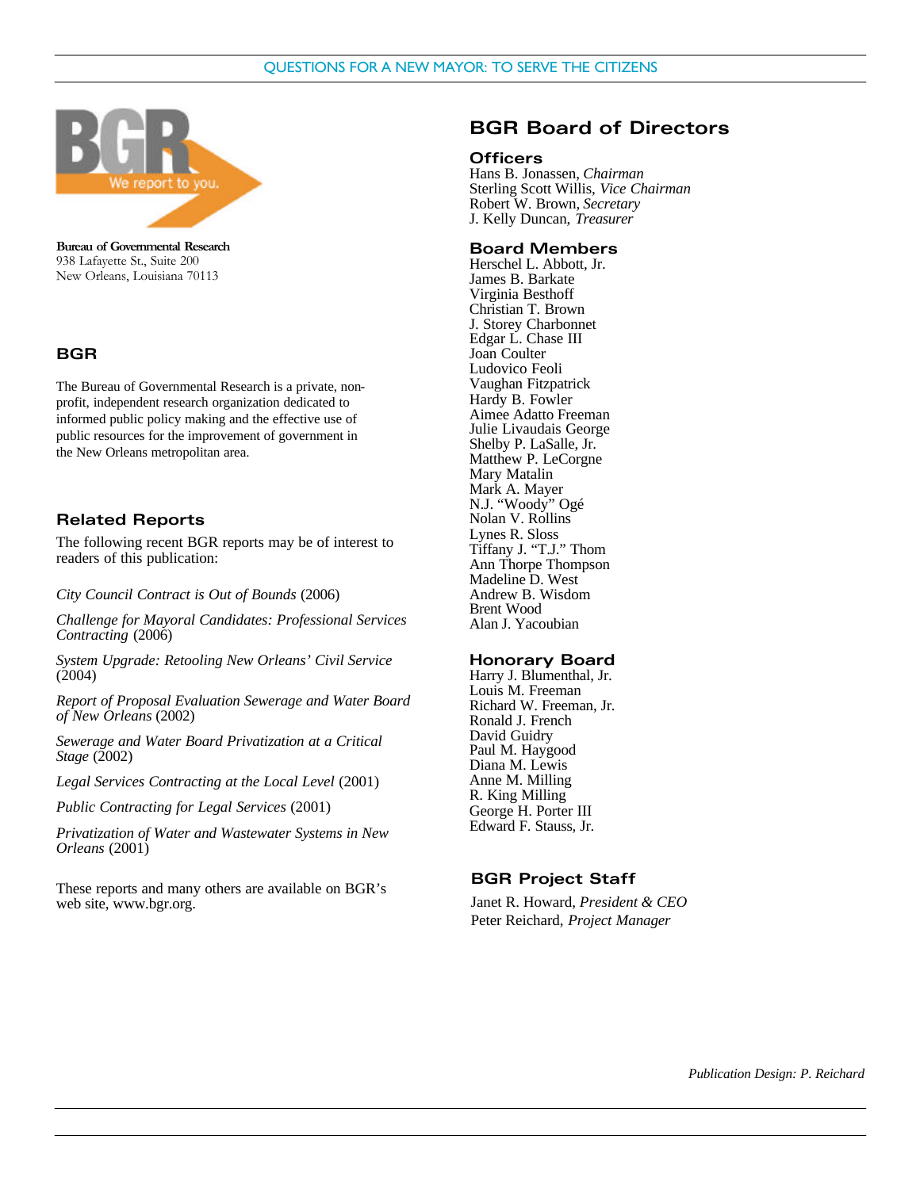BGR

We report to you.

**Bureau of Governmental Research**
938 Lafayette St., Suite 200
New Orleans, Louisiana 70113

## BGR

The Bureau of Governmental Research is a private, non-profit, independent research organization dedicated to informed public policy making and the effective use of public resources for the improvement of government in the New Orleans metropolitan area.

## Related Reports

The following recent BGR reports may be of interest to readers of this publication:

*City Council Contract is Out of Bounds* (2006)

*Challenge for Mayoral Candidates: Professional Services Contracting* (2006)

*System Upgrade: Retooling New Orleans' Civil Service* (2004)

*Report of Proposal Evaluation Sewerage and Water Board of New Orleans* (2002)

*Sewerage and Water Board Privatization at a Critical Stage* (2002)

*Legal Services Contracting at the Local Level* (2001)

*Public Contracting for Legal Services* (2001)

*Privatization of Water and Wastewater Systems in New Orleans* (2001)

These reports and many others are available on BGR's web site, www.bgr.org.

## BGR Board of Directors

### Officers

Hans B. Jonassen, *Chairman*
Sterling Scott Willis, *Vice Chairman*
Robert W. Brown, *Secretary*
J. Kelly Duncan, *Treasurer*

### Board Members

Herschel L. Abbott, Jr.
James B. Barkate
Virginia Besthoff
Christian T. Brown
J. Storey Charbonnet
Edgar L. Chase III
Joan Coulter
Ludovico Feoli
Vaughan Fitzpatrick
Hardy B. Fowler
Aimee Adatto Freeman
Julie Livaudais George
Shelby P. LaSalle, Jr.
Matthew P. LeCorgne
Mary Matalin
Mark A. Mayer
N.J. "Woody" Ogé
Nolan V. Rollins
Lynes R. Sloss
Tiffany J. "T.J." Thom
Ann Thorpe Thompson
Madeline D. West
Andrew B. Wisdom
Brent Wood
Alan J. Yacoubian

### Honorary Board

Harry J. Blumenthal, Jr.
Louis M. Freeman
Richard W. Freeman, Jr.
Ronald J. French
David Guidry
Paul M. Haygood
Diana M. Lewis
Anne M. Milling
R. King Milling
George H. Porter III
Edward F. Stauss, Jr.

## BGR Project Staff

Janet R. Howard, *President & CEO*
Peter Reichard, *Project Manager*

*Publication Design: P. Reichard*